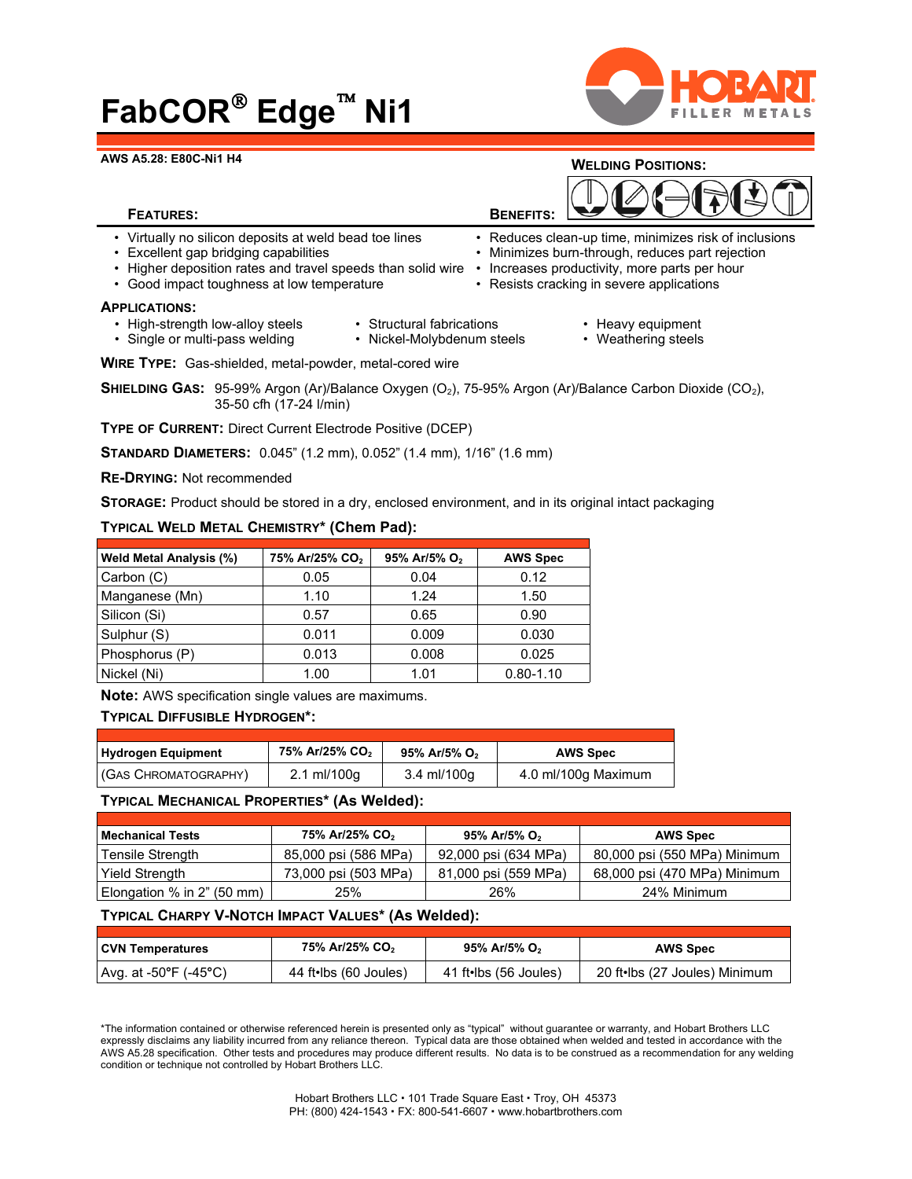# FabCOR® Edge™ Ni1

**AWS A5.28: E80C-Ni1 H4**

**WELDING POSITIONS:**

**FEATURES:**

- Virtually no silicon deposits at weld bead toe lines
- Excellent gap bridging capabilities
- Higher deposition rates and travel speeds than solid wire
- Good impact toughness at low temperature

**BENEFITS:**

- Reduces clean-up time, minimizes risk of inclusions
- Minimizes burn-through, reduces part rejection
- Increases productivity, more parts per hour
- Resists cracking in severe applications

**APPLICATIONS:**

- High-strength low-alloy steels
- Single or multi-pass welding
- Structural fabrications
- Nickel-Molybdenum steels
- Heavy equipment
- Weathering steels

**WIRE TYPE:** Gas-shielded, metal-powder, metal-cored wire

**SHIELDING GAS:** 95-99% Argon (Ar)/Balance Oxygen ($O_2$), 75-95% Argon (Ar)/Balance Carbon Dioxide ($CO_2$), 35-50 cfh (17-24 l/min)

**TYPE OF CURRENT:** Direct Current Electrode Positive (DCEP)

**STANDARD DIAMETERS:** 0.045" (1.2 mm), 0.052" (1.4 mm), 1/16" (1.6 mm)

**RE-DRYING:** Not recommended

**STORAGE:** Product should be stored in a dry, enclosed environment, and in its original intact packaging

## TYPICAL WELD METAL CHEMISTRY* (Chem Pad):

| Weld Metal Analysis (%) | 75% Ar/25% $CO_2$ | 95% Ar/5% $O_2$ | AWS Spec |
|---|---|---|---|
| Carbon (C) | 0.05 | 0.04 | 0.12 |
| Manganese (Mn) | 1.10 | 1.24 | 1.50 |
| Silicon (Si) | 0.57 | 0.65 | 0.90 |
| Sulphur (S) | 0.011 | 0.009 | 0.030 |
| Phosphorus (P) | 0.013 | 0.008 | 0.025 |
| Nickel (Ni) | 1.00 | 1.01 | 0.80-1.10 |

**Note:** AWS specification single values are maximums.

## TYPICAL DIFFUSIBLE HYDROGEN*:

| Hydrogen Equipment | 75% Ar/25% $CO_2$ | 95% Ar/5% $O_2$ | AWS Spec |
|---|---|---|---|
| (GAS CHROMATOGRAPHY) | 2.1 ml/100g | 3.4 ml/100g | 4.0 ml/100g Maximum |

## TYPICAL MECHANICAL PROPERTIES* (As Welded):

| Mechanical Tests | 75% Ar/25% $CO_2$ | 95% Ar/5% $O_2$ | AWS Spec |
|---|---|---|---|
| Tensile Strength | 85,000 psi (586 MPa) | 92,000 psi (634 MPa) | 80,000 psi (550 MPa) Minimum |
| Yield Strength | 73,000 psi (503 MPa) | 81,000 psi (559 MPa) | 68,000 psi (470 MPa) Minimum |
| Elongation % in 2" (50 mm) | 25% | 26% | 24% Minimum |

## TYPICAL CHARPY V-NOTCH IMPACT VALUES* (As Welded):

| CVN Temperatures | 75% Ar/25% $CO_2$ | 95% Ar/5% $O_2$ | AWS Spec |
|---|---|---|---|
| Avg. at -50°F (-45°C) | 44 ft•lbs (60 Joules) | 41 ft•lbs (56 Joules) | 20 ft•lbs (27 Joules) Minimum |

*The information contained or otherwise referenced herein is presented only as "typical" without guarantee or warranty, and Hobart Brothers LLC expressly disclaims any liability incurred from any reliance thereon. Typical data are those obtained when welded and tested in accordance with the AWS A5.28 specification. Other tests and procedures may produce different results. No data is to be construed as a recommendation for any welding condition or technique not controlled by Hobart Brothers LLC.

Hobart Brothers LLC • 101 Trade Square East • Troy, OH 45373
PH: (800) 424-1543 • FX: 800-541-6607 • www.hobartbrothers.com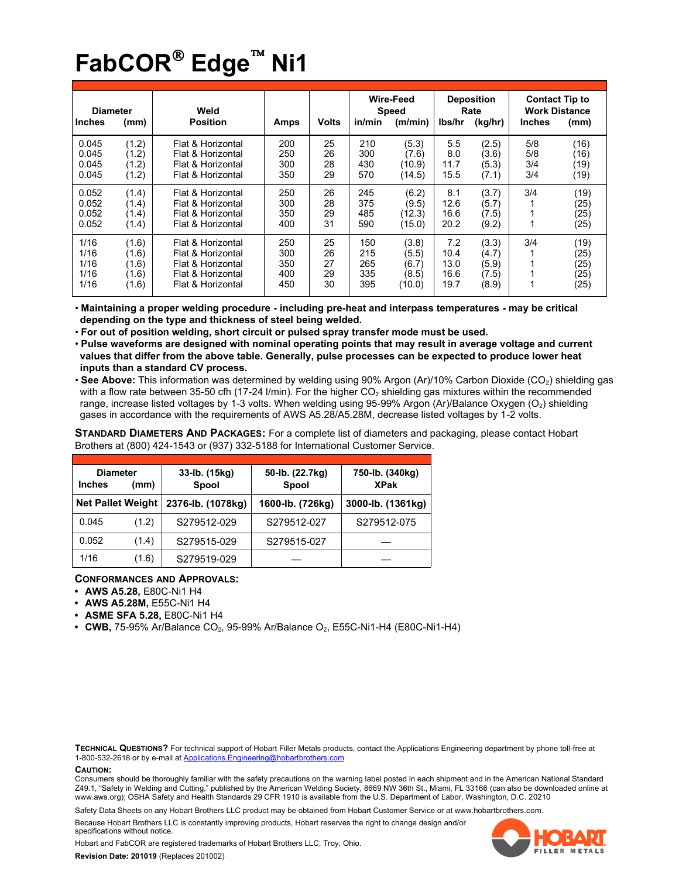# FabCOR® Edge™ Ni1

| Diameter Inches | (mm) | Weld Position | Amps | Volts | Wire-Feed Speed in/min | (m/min) | Deposition Rate lbs/hr | (kg/hr) | Contact Tip to Work Distance Inches | (mm) |
|---|---|---|---|---|---|---|---|---|---|---|
| 0.045 | (1.2) | Flat & Horizontal | 200 | 25 | 210 | (5.3) | 5.5 | (2.5) | 5/8 | (16) |
| 0.045 | (1.2) | Flat & Horizontal | 250 | 26 | 300 | (7.6) | 8.0 | (3.6) | 5/8 | (16) |
| 0.045 | (1.2) | Flat & Horizontal | 300 | 28 | 430 | (10.9) | 11.7 | (5.3) | 3/4 | (19) |
| 0.045 | (1.2) | Flat & Horizontal | 350 | 29 | 570 | (14.5) | 15.5 | (7.1) | 3/4 | (19) |
| 0.052 | (1.4) | Flat & Horizontal | 250 | 26 | 245 | (6.2) | 8.1 | (3.7) | 3/4 | (19) |
| 0.052 | (1.4) | Flat & Horizontal | 300 | 28 | 375 | (9.5) | 12.6 | (5.7) | 1 | (25) |
| 0.052 | (1.4) | Flat & Horizontal | 350 | 29 | 485 | (12.3) | 16.6 | (7.5) | 1 | (25) |
| 0.052 | (1.4) | Flat & Horizontal | 400 | 31 | 590 | (15.0) | 20.2 | (9.2) | 1 | (25) |
| 1/16 | (1.6) | Flat & Horizontal | 250 | 25 | 150 | (3.8) | 7.2 | (3.3) | 3/4 | (19) |
| 1/16 | (1.6) | Flat & Horizontal | 300 | 26 | 215 | (5.5) | 10.4 | (4.7) | 1 | (25) |
| 1/16 | (1.6) | Flat & Horizontal | 350 | 27 | 265 | (6.7) | 13.0 | (5.9) | 1 | (25) |
| 1/16 | (1.6) | Flat & Horizontal | 400 | 29 | 335 | (8.5) | 16.6 | (7.5) | 1 | (25) |
| 1/16 | (1.6) | Flat & Horizontal | 450 | 30 | 395 | (10.0) | 19.7 | (8.9) | 1 | (25) |

- **Maintaining a proper welding procedure - including pre-heat and interpass temperatures - may be critical depending on the type and thickness of steel being welded.**
- **For out of position welding, short circuit or pulsed spray transfer mode must be used.**
- **Pulse waveforms are designed with nominal operating points that may result in average voltage and current values that differ from the above table. Generally, pulse processes can be expected to produce lower heat inputs than a standard CV process.**
- **See Above:** This information was determined by welding using 90% Argon (Ar)/10% Carbon Dioxide ($CO_2$) shielding gas with a flow rate between 35-50 cfh (17-24 l/min). For the higher $CO_2$ shielding gas mixtures within the recommended range, increase listed voltages by 1-3 volts. When welding using 95-99% Argon (Ar)/Balance Oxygen ($O_2$) shielding gases in accordance with the requirements of AWS A5.28/A5.28M, decrease listed voltages by 1-2 volts.

**Standard Diameters And Packages:** For a complete list of diameters and packaging, please contact Hobart Brothers at (800) 424-1543 or (937) 332-5188 for International Customer Service.

| Diameter Inches | (mm) | 33-lb. (15kg) Spool | 50-lb. (22.7kg) Spool | 750-lb. (340kg) XPak |
|---|---|---|---|---|
| Net Pallet Weight | | 2376-lb. (1078kg) | 1600-lb. (726kg) | 3000-lb. (1361kg) |
| 0.045 | (1.2) | S279512-029 | S279512-027 | S279512-075 |
| 0.052 | (1.4) | S279515-029 | S279515-027 | — |
| 1/16 | (1.6) | S279519-029 | — | — |

**Conformances and Approvals:**

- **AWS A5.28,** E80C-Ni1 H4
- **AWS A5.28M,** E55C-Ni1 H4
- **ASME SFA 5.28,** E80C-Ni1 H4
- **CWB,** 75-95% Ar/Balance $CO_2$, 95-99% Ar/Balance $O_2$, E55C-Ni1-H4 (E80C-Ni1-H4)

**Technical Questions?** For technical support of Hobart Filler Metals products, contact the Applications Engineering department by phone toll-free at 1-800-532-2618 or by e-mail at Applications.Engineering@hobartbrothers.com

**Caution:**
Consumers should be thoroughly familiar with the safety precautions on the warning label posted in each shipment and in the American National Standard Z49.1, "Safety in Welding and Cutting," published by the American Welding Society, 8669 NW 36th St., Miami, FL 33166 (can also be downloaded online at www.aws.org); OSHA Safety and Health Standards 29 CFR 1910 is available from the U.S. Department of Labor, Washington, D.C. 20210

Safety Data Sheets on any Hobart Brothers LLC product may be obtained from Hobart Customer Service or at www.hobartbrothers.com.

Because Hobart Brothers LLC is constantly improving products, Hobart reserves the right to change design and/or specifications without notice.

Hobart and FabCOR are registered trademarks of Hobart Brothers LLC, Troy, Ohio.

**Revision Date: 201019** (Replaces 201002)

HOBART FILLER METALS